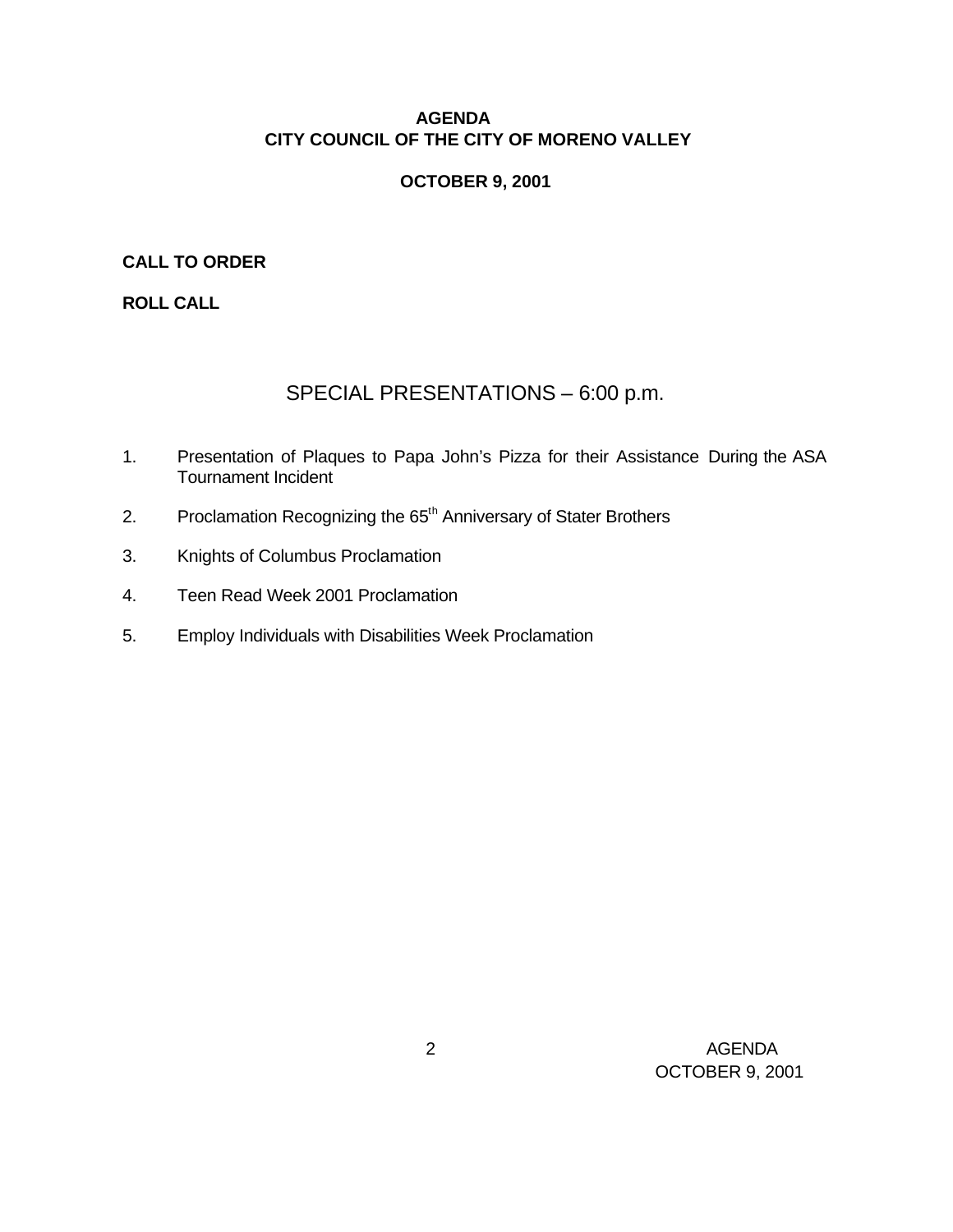# AGENDA
# CITY COUNCIL OF THE CITY OF MORENO VALLEY

**OCTOBER 9, 2001**

**CALL TO ORDER**

**ROLL CALL**

## SPECIAL PRESENTATIONS – 6:00 p.m.

1. Presentation of Plaques to Papa John's Pizza for their Assistance During the ASA Tournament Incident
2. Proclamation Recognizing the $65^{th}$ Anniversary of Stater Brothers
3. Knights of Columbus Proclamation
4. Teen Read Week 2001 Proclamation
5. Employ Individuals with Disabilities Week Proclamation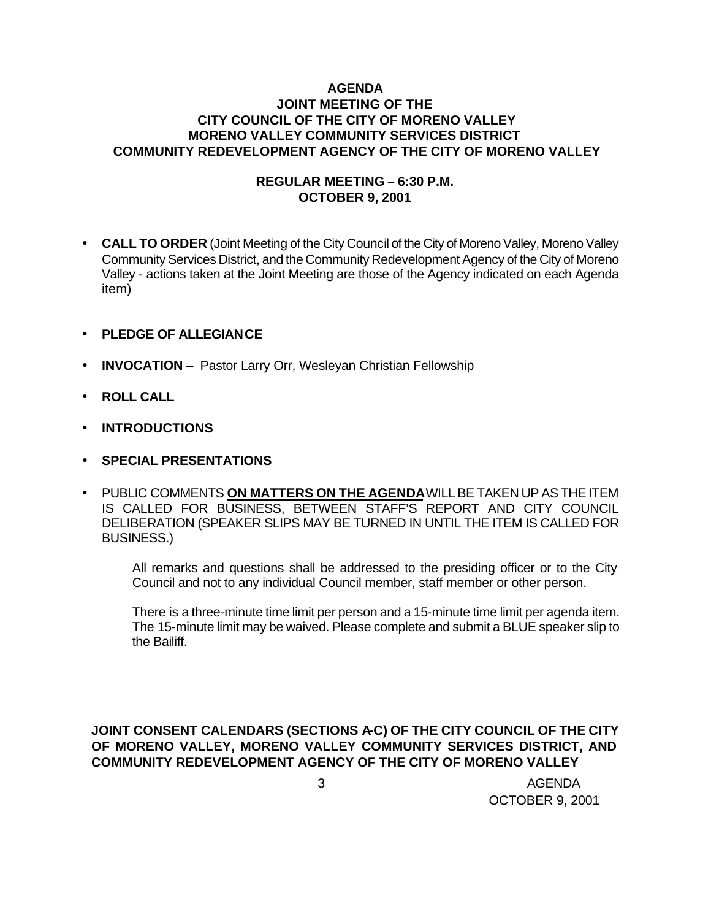**AGENDA**
**JOINT MEETING OF THE**
**CITY COUNCIL OF THE CITY OF MORENO VALLEY**
**MORENO VALLEY COMMUNITY SERVICES DISTRICT**
**COMMUNITY REDEVELOPMENT AGENCY OF THE CITY OF MORENO VALLEY**

**REGULAR MEETING – 6:30 P.M.**
**OCTOBER 9, 2001**

- **CALL TO ORDER** (Joint Meeting of the City Council of the City of Moreno Valley, Moreno Valley Community Services District, and the Community Redevelopment Agency of the City of Moreno Valley - actions taken at the Joint Meeting are those of the Agency indicated on each Agenda item)

- **PLEDGE OF ALLEGIANCE**

- **INVOCATION** – Pastor Larry Orr, Wesleyan Christian Fellowship

- **ROLL CALL**

- **INTRODUCTIONS**

- **SPECIAL PRESENTATIONS**

- PUBLIC COMMENTS **ON MATTERS ON THE AGENDA** WILL BE TAKEN UP AS THE ITEM IS CALLED FOR BUSINESS, BETWEEN STAFF'S REPORT AND CITY COUNCIL DELIBERATION (SPEAKER SLIPS MAY BE TURNED IN UNTIL THE ITEM IS CALLED FOR BUSINESS.)

  All remarks and questions shall be addressed to the presiding officer or to the City Council and not to any individual Council member, staff member or other person.

  There is a three-minute time limit per person and a 15-minute time limit per agenda item. The 15-minute limit may be waived. Please complete and submit a BLUE speaker slip to the Bailiff.

**JOINT CONSENT CALENDARS (SECTIONS A-C) OF THE CITY COUNCIL OF THE CITY OF MORENO VALLEY, MORENO VALLEY COMMUNITY SERVICES DISTRICT, AND COMMUNITY REDEVELOPMENT AGENCY OF THE CITY OF MORENO VALLEY**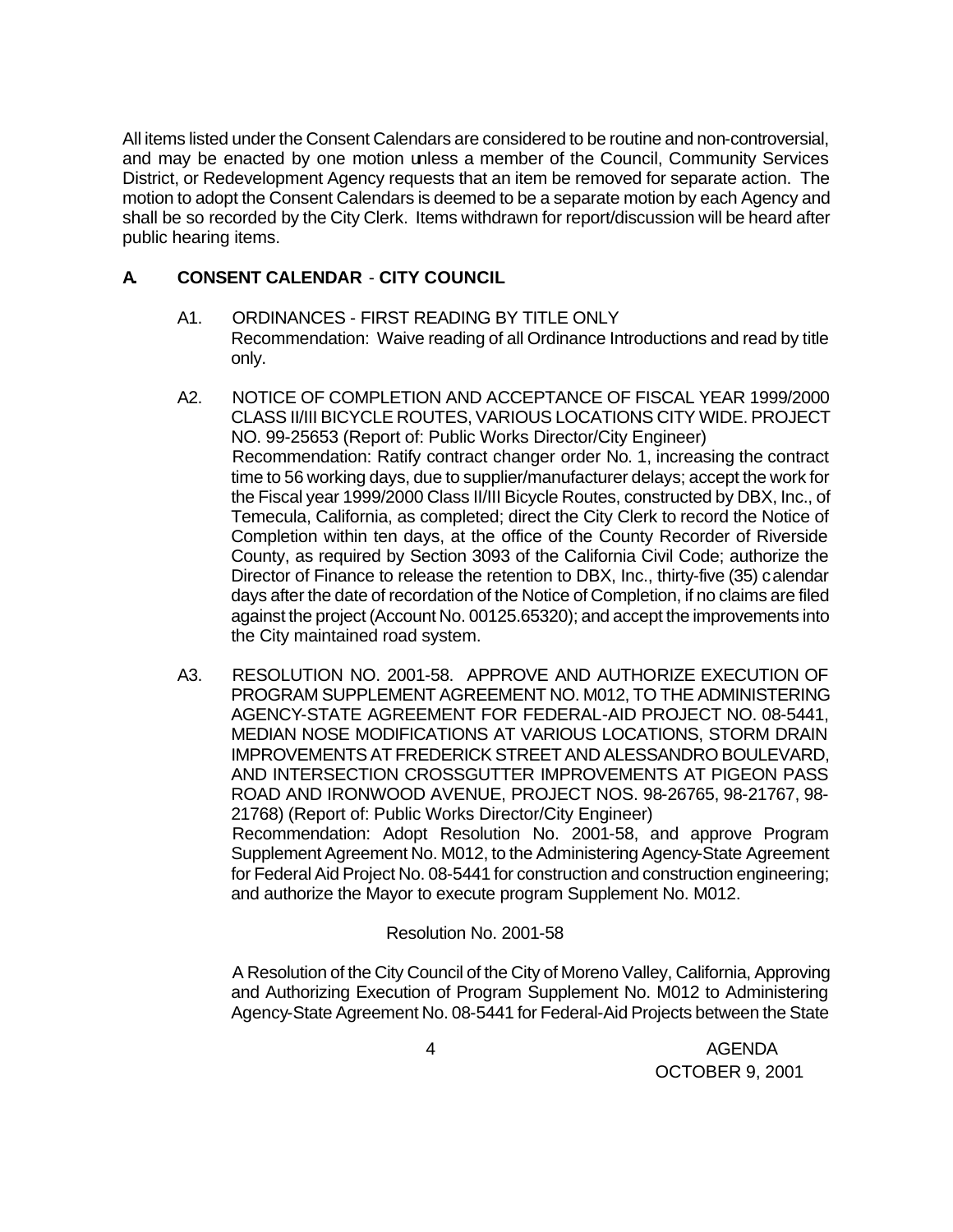All items listed under the Consent Calendars are considered to be routine and non-controversial, and may be enacted by one motion unless a member of the Council, Community Services District, or Redevelopment Agency requests that an item be removed for separate action. The motion to adopt the Consent Calendars is deemed to be a separate motion by each Agency and shall be so recorded by the City Clerk. Items withdrawn for report/discussion will be heard after public hearing items.

## A. CONSENT CALENDAR - CITY COUNCIL

A1. ORDINANCES - FIRST READING BY TITLE ONLY
Recommendation: Waive reading of all Ordinance Introductions and read by title only.

A2. NOTICE OF COMPLETION AND ACCEPTANCE OF FISCAL YEAR 1999/2000 CLASS II/III BICYCLE ROUTES, VARIOUS LOCATIONS CITY WIDE. PROJECT NO. 99-25653 (Report of: Public Works Director/City Engineer)
Recommendation: Ratify contract changer order No. 1, increasing the contract time to 56 working days, due to supplier/manufacturer delays; accept the work for the Fiscal year 1999/2000 Class II/III Bicycle Routes, constructed by DBX, Inc., of Temecula, California, as completed; direct the City Clerk to record the Notice of Completion within ten days, at the office of the County Recorder of Riverside County, as required by Section 3093 of the California Civil Code; authorize the Director of Finance to release the retention to DBX, Inc., thirty-five (35) calendar days after the date of recordation of the Notice of Completion, if no claims are filed against the project (Account No. 00125.65320); and accept the improvements into the City maintained road system.

A3. RESOLUTION NO. 2001-58. APPROVE AND AUTHORIZE EXECUTION OF PROGRAM SUPPLEMENT AGREEMENT NO. M012, TO THE ADMINISTERING AGENCY-STATE AGREEMENT FOR FEDERAL-AID PROJECT NO. 08-5441, MEDIAN NOSE MODIFICATIONS AT VARIOUS LOCATIONS, STORM DRAIN IMPROVEMENTS AT FREDERICK STREET AND ALESSANDRO BOULEVARD, AND INTERSECTION CROSSGUTTER IMPROVEMENTS AT PIGEON PASS ROAD AND IRONWOOD AVENUE, PROJECT NOS. 98-26765, 98-21767, 98-21768) (Report of: Public Works Director/City Engineer)
Recommendation: Adopt Resolution No. 2001-58, and approve Program Supplement Agreement No. M012, to the Administering Agency-State Agreement for Federal Aid Project No. 08-5441 for construction and construction engineering; and authorize the Mayor to execute program Supplement No. M012.

Resolution No. 2001-58

A Resolution of the City Council of the City of Moreno Valley, California, Approving and Authorizing Execution of Program Supplement No. M012 to Administering Agency-State Agreement No. 08-5441 for Federal-Aid Projects between the State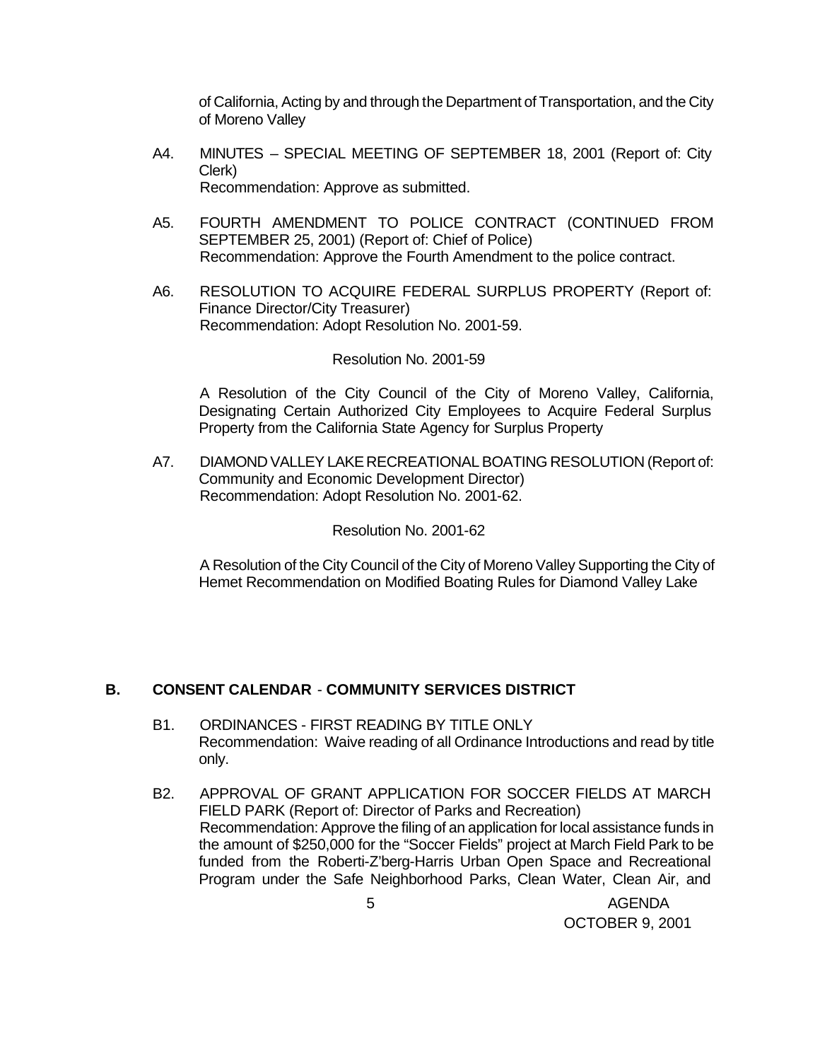of California, Acting by and through the Department of Transportation, and the City of Moreno Valley

A4. MINUTES – SPECIAL MEETING OF SEPTEMBER 18, 2001 (Report of: City Clerk)
Recommendation: Approve as submitted.

A5. FOURTH AMENDMENT TO POLICE CONTRACT (CONTINUED FROM SEPTEMBER 25, 2001) (Report of: Chief of Police)
Recommendation: Approve the Fourth Amendment to the police contract.

A6. RESOLUTION TO ACQUIRE FEDERAL SURPLUS PROPERTY (Report of: Finance Director/City Treasurer)
Recommendation: Adopt Resolution No. 2001-59.

Resolution No. 2001-59

A Resolution of the City Council of the City of Moreno Valley, California, Designating Certain Authorized City Employees to Acquire Federal Surplus Property from the California State Agency for Surplus Property

A7. DIAMOND VALLEY LAKE RECREATIONAL BOATING RESOLUTION (Report of: Community and Economic Development Director)
Recommendation: Adopt Resolution No. 2001-62.

Resolution No. 2001-62

A Resolution of the City Council of the City of Moreno Valley Supporting the City of Hemet Recommendation on Modified Boating Rules for Diamond Valley Lake

## B. CONSENT CALENDAR - COMMUNITY SERVICES DISTRICT

B1. ORDINANCES - FIRST READING BY TITLE ONLY
Recommendation: Waive reading of all Ordinance Introductions and read by title only.

B2. APPROVAL OF GRANT APPLICATION FOR SOCCER FIELDS AT MARCH FIELD PARK (Report of: Director of Parks and Recreation)
Recommendation: Approve the filing of an application for local assistance funds in the amount of $250,000 for the "Soccer Fields" project at March Field Park to be funded from the Roberti-Z'berg-Harris Urban Open Space and Recreational Program under the Safe Neighborhood Parks, Clean Water, Clean Air, and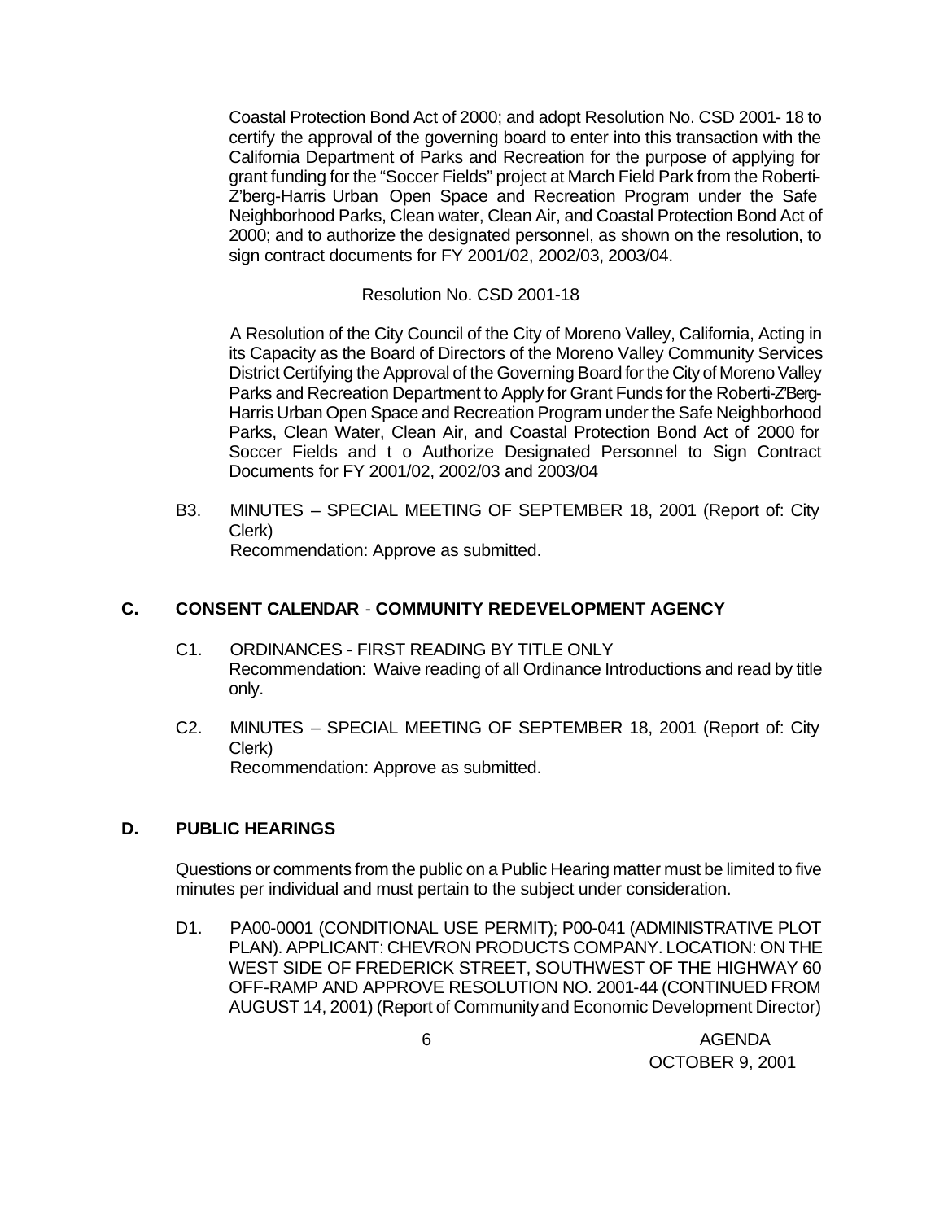Coastal Protection Bond Act of 2000; and adopt Resolution No. CSD 2001- 18 to certify the approval of the governing board to enter into this transaction with the California Department of Parks and Recreation for the purpose of applying for grant funding for the "Soccer Fields" project at March Field Park from the Roberti-Z'berg-Harris Urban Open Space and Recreation Program under the Safe Neighborhood Parks, Clean water, Clean Air, and Coastal Protection Bond Act of 2000; and to authorize the designated personnel, as shown on the resolution, to sign contract documents for FY 2001/02, 2002/03, 2003/04.

Resolution No. CSD 2001-18

A Resolution of the City Council of the City of Moreno Valley, California, Acting in its Capacity as the Board of Directors of the Moreno Valley Community Services District Certifying the Approval of the Governing Board for the City of Moreno Valley Parks and Recreation Department to Apply for Grant Funds for the Roberti-Z'Berg-Harris Urban Open Space and Recreation Program under the Safe Neighborhood Parks, Clean Water, Clean Air, and Coastal Protection Bond Act of 2000 for Soccer Fields and to Authorize Designated Personnel to Sign Contract Documents for FY 2001/02, 2002/03 and 2003/04

B3. MINUTES – SPECIAL MEETING OF SEPTEMBER 18, 2001 (Report of: City Clerk)
Recommendation: Approve as submitted.

## C. CONSENT CALENDAR - COMMUNITY REDEVELOPMENT AGENCY

C1. ORDINANCES - FIRST READING BY TITLE ONLY
Recommendation: Waive reading of all Ordinance Introductions and read by title only.

C2. MINUTES – SPECIAL MEETING OF SEPTEMBER 18, 2001 (Report of: City Clerk)
Recommendation: Approve as submitted.

## D. PUBLIC HEARINGS

Questions or comments from the public on a Public Hearing matter must be limited to five minutes per individual and must pertain to the subject under consideration.

D1. PA00-0001 (CONDITIONAL USE PERMIT); P00-041 (ADMINISTRATIVE PLOT PLAN). APPLICANT: CHEVRON PRODUCTS COMPANY. LOCATION: ON THE WEST SIDE OF FREDERICK STREET, SOUTHWEST OF THE HIGHWAY 60 OFF-RAMP AND APPROVE RESOLUTION NO. 2001-44 (CONTINUED FROM AUGUST 14, 2001) (Report of Community and Economic Development Director)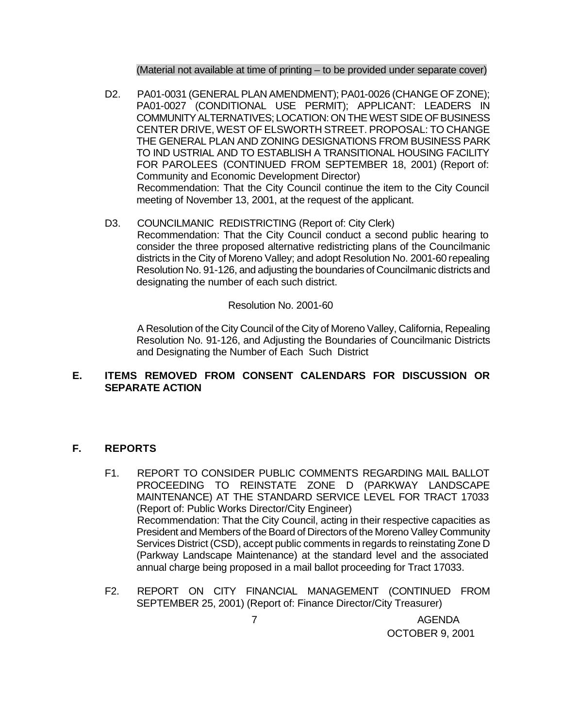(Material not available at time of printing – to be provided under separate cover)

D2. PA01-0031 (GENERAL PLAN AMENDMENT); PA01-0026 (CHANGE OF ZONE); PA01-0027 (CONDITIONAL USE PERMIT); APPLICANT: LEADERS IN COMMUNITY ALTERNATIVES; LOCATION: ON THE WEST SIDE OF BUSINESS CENTER DRIVE, WEST OF ELSWORTH STREET. PROPOSAL: TO CHANGE THE GENERAL PLAN AND ZONING DESIGNATIONS FROM BUSINESS PARK TO IND USTRIAL AND TO ESTABLISH A TRANSITIONAL HOUSING FACILITY FOR PAROLEES (CONTINUED FROM SEPTEMBER 18, 2001) (Report of: Community and Economic Development Director)
Recommendation: That the City Council continue the item to the City Council meeting of November 13, 2001, at the request of the applicant.

D3. COUNCILMANIC REDISTRICTING (Report of: City Clerk)
Recommendation: That the City Council conduct a second public hearing to consider the three proposed alternative redistricting plans of the Councilmanic districts in the City of Moreno Valley; and adopt Resolution No. 2001-60 repealing Resolution No. 91-126, and adjusting the boundaries of Councilmanic districts and designating the number of each such district.

Resolution No. 2001-60

A Resolution of the City Council of the City of Moreno Valley, California, Repealing Resolution No. 91-126, and Adjusting the Boundaries of Councilmanic Districts and Designating the Number of Each Such District

## E. ITEMS REMOVED FROM CONSENT CALENDARS FOR DISCUSSION OR SEPARATE ACTION

## F. REPORTS

F1. REPORT TO CONSIDER PUBLIC COMMENTS REGARDING MAIL BALLOT PROCEEDING TO REINSTATE ZONE D (PARKWAY LANDSCAPE MAINTENANCE) AT THE STANDARD SERVICE LEVEL FOR TRACT 17033 (Report of: Public Works Director/City Engineer)
Recommendation: That the City Council, acting in their respective capacities as President and Members of the Board of Directors of the Moreno Valley Community Services District (CSD), accept public comments in regards to reinstating Zone D (Parkway Landscape Maintenance) at the standard level and the associated annual charge being proposed in a mail ballot proceeding for Tract 17033.

F2. REPORT ON CITY FINANCIAL MANAGEMENT (CONTINUED FROM SEPTEMBER 25, 2001) (Report of: Finance Director/City Treasurer)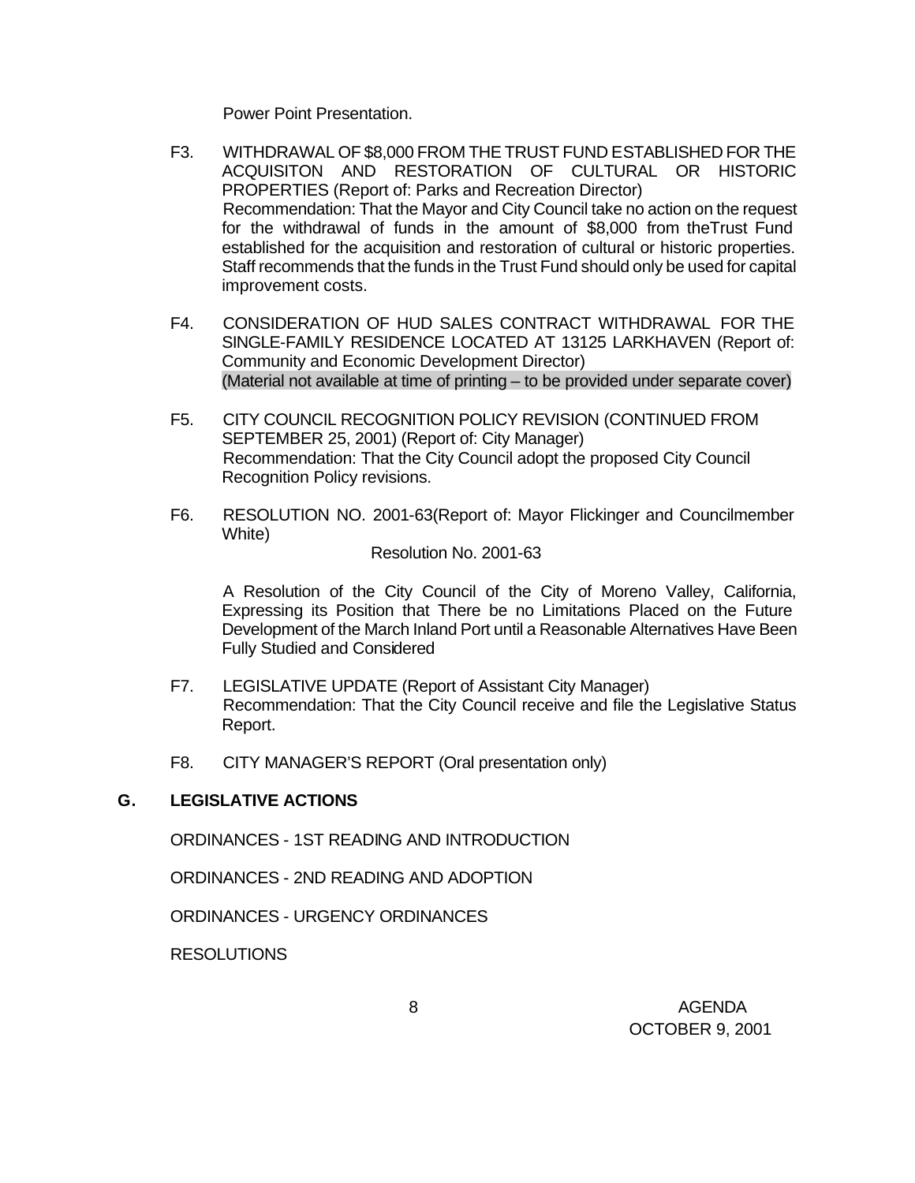Power Point Presentation.

F3. WITHDRAWAL OF $8,000 FROM THE TRUST FUND ESTABLISHED FOR THE ACQUISITON AND RESTORATION OF CULTURAL OR HISTORIC PROPERTIES (Report of: Parks and Recreation Director)
Recommendation: That the Mayor and City Council take no action on the request for the withdrawal of funds in the amount of $8,000 from theTrust Fund established for the acquisition and restoration of cultural or historic properties. Staff recommends that the funds in the Trust Fund should only be used for capital improvement costs.

F4. CONSIDERATION OF HUD SALES CONTRACT WITHDRAWAL FOR THE SINGLE-FAMILY RESIDENCE LOCATED AT 13125 LARKHAVEN (Report of: Community and Economic Development Director)
(Material not available at time of printing – to be provided under separate cover)

F5. CITY COUNCIL RECOGNITION POLICY REVISION (CONTINUED FROM SEPTEMBER 25, 2001) (Report of: City Manager)
Recommendation: That the City Council adopt the proposed City Council Recognition Policy revisions.

F6. RESOLUTION NO. 2001-63(Report of: Mayor Flickinger and Councilmember White)

Resolution No. 2001-63

A Resolution of the City Council of the City of Moreno Valley, California, Expressing its Position that There be no Limitations Placed on the Future Development of the March Inland Port until a Reasonable Alternatives Have Been Fully Studied and Considered

F7. LEGISLATIVE UPDATE (Report of Assistant City Manager)
Recommendation: That the City Council receive and file the Legislative Status Report.

F8. CITY MANAGER'S REPORT (Oral presentation only)

## G. LEGISLATIVE ACTIONS

ORDINANCES - 1ST READING AND INTRODUCTION

ORDINANCES - 2ND READING AND ADOPTION

ORDINANCES - URGENCY ORDINANCES

RESOLUTIONS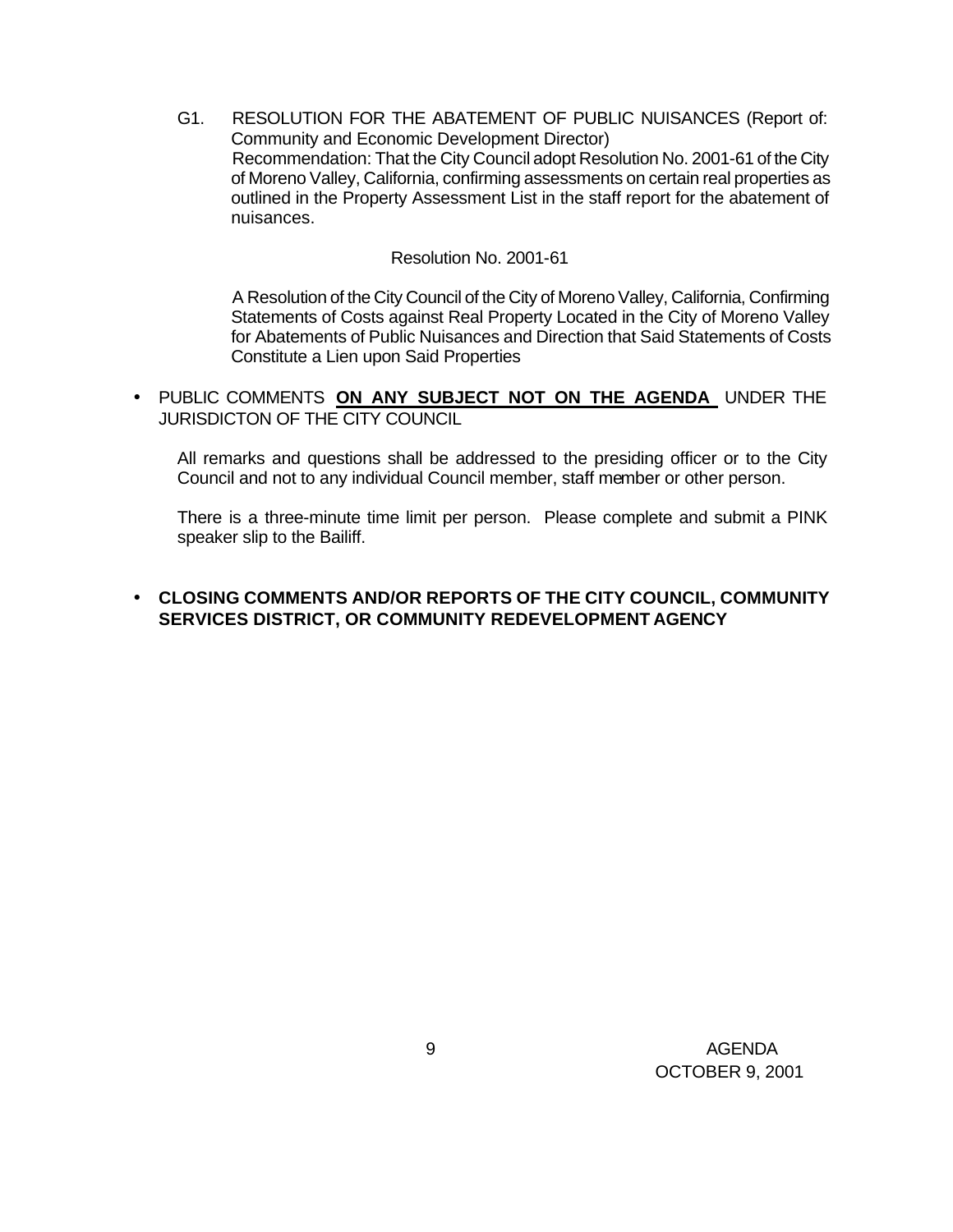G1. RESOLUTION FOR THE ABATEMENT OF PUBLIC NUISANCES (Report of: Community and Economic Development Director)

Recommendation: That the City Council adopt Resolution No. 2001-61 of the City of Moreno Valley, California, confirming assessments on certain real properties as outlined in the Property Assessment List in the staff report for the abatement of nuisances.

Resolution No. 2001-61

A Resolution of the City Council of the City of Moreno Valley, California, Confirming Statements of Costs against Real Property Located in the City of Moreno Valley for Abatements of Public Nuisances and Direction that Said Statements of Costs Constitute a Lien upon Said Properties

- PUBLIC COMMENTS **ON ANY SUBJECT NOT ON THE AGENDA** UNDER THE JURISDICTON OF THE CITY COUNCIL

  All remarks and questions shall be addressed to the presiding officer or to the City Council and not to any individual Council member, staff member or other person.

  There is a three-minute time limit per person. Please complete and submit a PINK speaker slip to the Bailiff.

- **CLOSING COMMENTS AND/OR REPORTS OF THE CITY COUNCIL, COMMUNITY SERVICES DISTRICT, OR COMMUNITY REDEVELOPMENT AGENCY**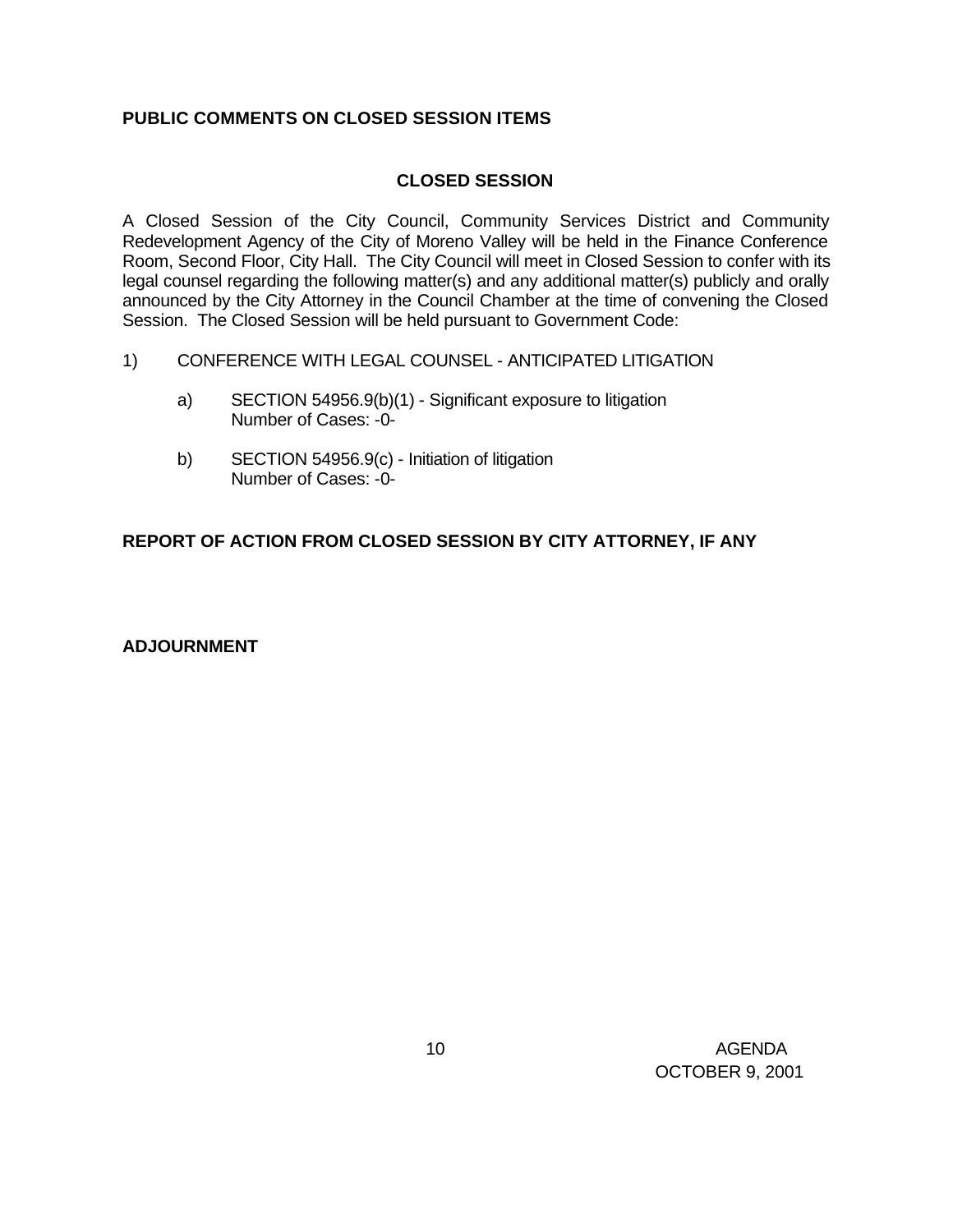**PUBLIC COMMENTS ON CLOSED SESSION ITEMS**

## CLOSED SESSION

A Closed Session of the City Council, Community Services District and Community Redevelopment Agency of the City of Moreno Valley will be held in the Finance Conference Room, Second Floor, City Hall. The City Council will meet in Closed Session to confer with its legal counsel regarding the following matter(s) and any additional matter(s) publicly and orally announced by the City Attorney in the Council Chamber at the time of convening the Closed Session. The Closed Session will be held pursuant to Government Code:

1) CONFERENCE WITH LEGAL COUNSEL - ANTICIPATED LITIGATION

   a) SECTION 54956.9(b)(1) - Significant exposure to litigation
      Number of Cases: -0-

   b) SECTION 54956.9(c) - Initiation of litigation
      Number of Cases: -0-

**REPORT OF ACTION FROM CLOSED SESSION BY CITY ATTORNEY, IF ANY**

**ADJOURNMENT**